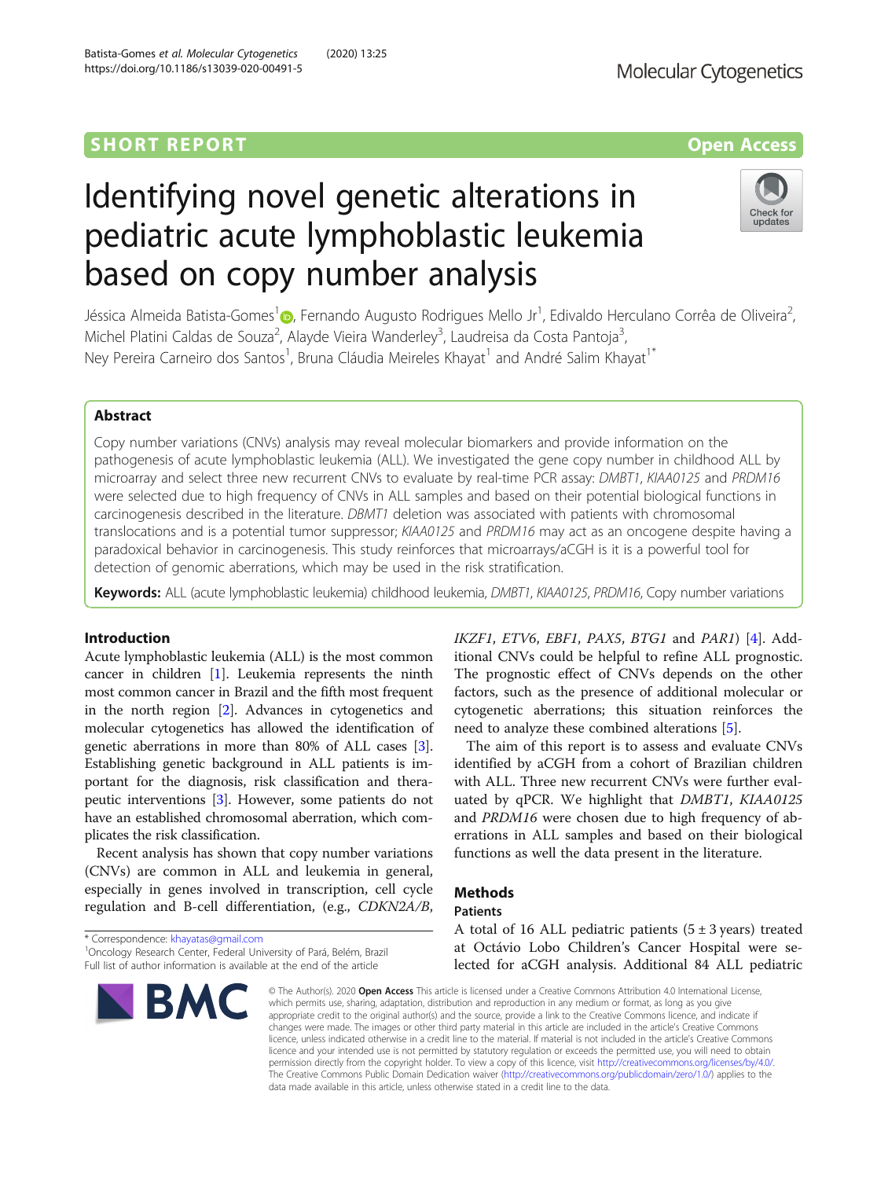## SHORT REPORT

**Open Access**

# Identifying novel genetic alterations in pediatric acute lymphoblastic leukemia based on copy number analysis

Jéssica Almeida Batista-Gomes[1], Fernando Augusto Rodrigues Mello Jr[1], Edivaldo Herculano Corrêa de Oliveira[2], Michel Platini Caldas de Souza[2], Alayde Vieira Wanderley[3], Laudreisa da Costa Pantoja[3], Ney Pereira Carneiro dos Santos[1], Bruna Cláudia Meireles Khayat[1] and André Salim Khayat[1*]

## Abstract

Copy number variations (CNVs) analysis may reveal molecular biomarkers and provide information on the pathogenesis of acute lymphoblastic leukemia (ALL). We investigated the gene copy number in childhood ALL by microarray and select three new recurrent CNVs to evaluate by real-time PCR assay: *DMBT1*, *KIAA0125* and *PRDM16* were selected due to high frequency of CNVs in ALL samples and based on their potential biological functions in carcinogenesis described in the literature. *DBMT1* deletion was associated with patients with chromosomal translocations and is a potential tumor suppressor; *KIAA0125* and *PRDM16* may act as an oncogene despite having a paradoxical behavior in carcinogenesis. This study reinforces that microarrays/aCGH is it is a powerful tool for detection of genomic aberrations, which may be used in the risk stratification.

**Keywords:** ALL (acute lymphoblastic leukemia) childhood leukemia, *DMBT1*, *KIAA0125*, *PRDM16*, Copy number variations

## Introduction

Acute lymphoblastic leukemia (ALL) is the most common cancer in children [1]. Leukemia represents the ninth most common cancer in Brazil and the fifth most frequent in the north region [2]. Advances in cytogenetics and molecular cytogenetics has allowed the identification of genetic aberrations in more than 80% of ALL cases [3]. Establishing genetic background in ALL patients is important for the diagnosis, risk classification and therapeutic interventions [3]. However, some patients do not have an established chromosomal aberration, which complicates the risk classification.

Recent analysis has shown that copy number variations (CNVs) are common in ALL and leukemia in general, especially in genes involved in transcription, cell cycle regulation and B-cell differentiation, (e.g., *CDKN2A/B*, *IKZF1*, *ETV6*, *EBF1*, *PAX5*, *BTG1* and *PAR1*) [4]. Additional CNVs could be helpful to refine ALL prognostic. The prognostic effect of CNVs depends on the other factors, such as the presence of additional molecular or cytogenetic abnormalities; this situation reinforces the need to analyze these combined alterations [5].

The aim of this report is to assess and evaluate CNVs identified by aCGH from a cohort of Brazilian children with ALL. Three new recurrent CNVs were further evaluated by qPCR. We highlight that *DMBT1*, *KIAA0125* and *PRDM16* were chosen due to high frequency of aberrations in ALL samples and based on their biological functions as well the data present in the literature.

## Methods

### Patients

A total of 16 ALL pediatric patients (5 ± 3 years) treated at Octávio Lobo Children's Cancer Hospital were selected for aCGH analysis. Additional 84 ALL pediatric

\* Correspondence: khayatas@gmail.com
[1]Oncology Research Center, Federal University of Pará, Belém, Brazil
Full list of author information is available at the end of the article

© The Author(s). 2020 **Open Access** This article is licensed under a Creative Commons Attribution 4.0 International License, which permits use, sharing, adaptation, distribution and reproduction in any medium or format, as long as you give appropriate credit to the original author(s) and the source, provide a link to the Creative Commons licence, and indicate if changes were made. The images or other third party material in this article are included in the article's Creative Commons licence, unless indicated otherwise in a credit line to the material. If material is not included in the article's Creative Commons licence and your intended use is not permitted by statutory regulation or exceeds the permitted use, you will need to obtain permission directly from the copyright holder. To view a copy of this licence, visit http://creativecommons.org/licenses/by/4.0/. The Creative Commons Public Domain Dedication waiver (http://creativecommons.org/publicdomain/zero/1.0/) applies to the data made available in this article, unless otherwise stated in a credit line to the data.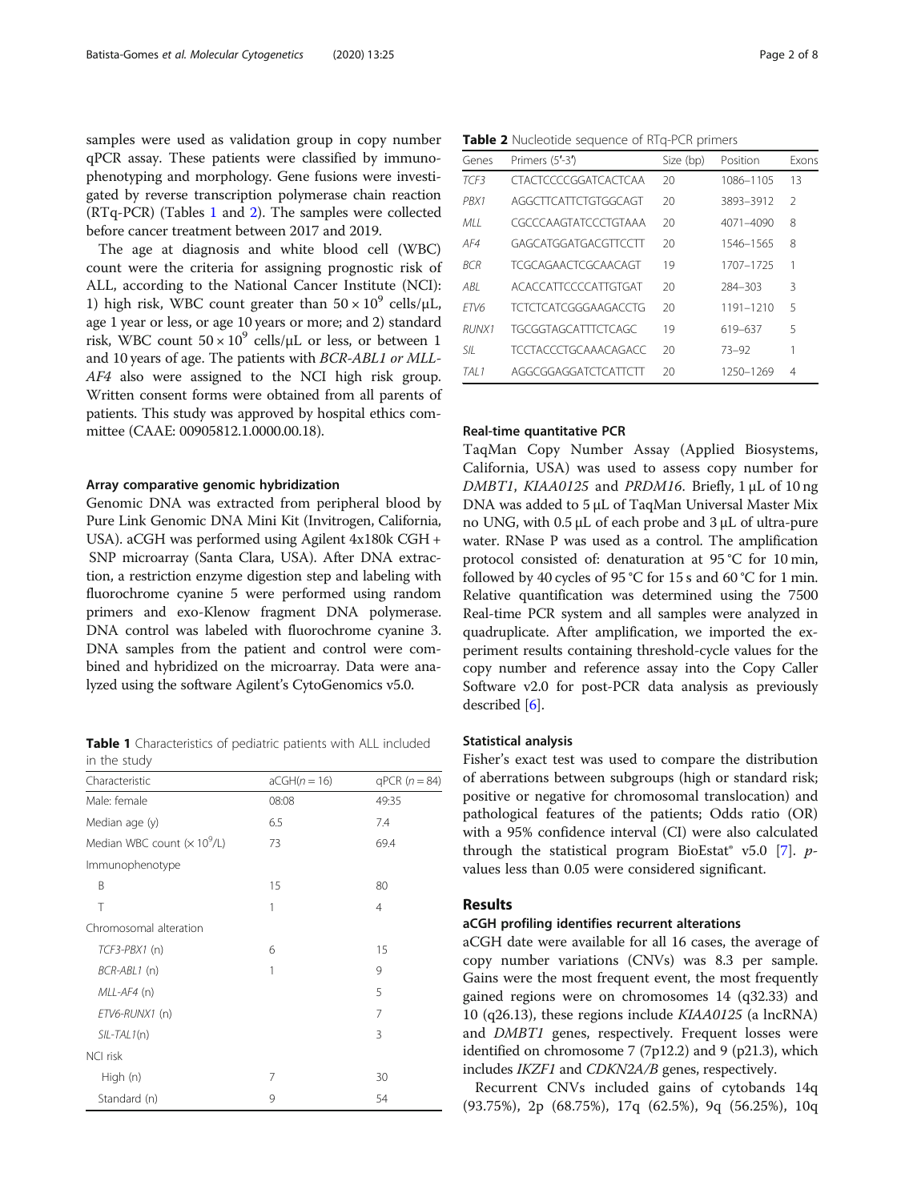samples were used as validation group in copy number qPCR assay. These patients were classified by immunophenotyping and morphology. Gene fusions were investigated by reverse transcription polymerase chain reaction (RTq-PCR) (Tables 1 and 2). The samples were collected before cancer treatment between 2017 and 2019.

The age at diagnosis and white blood cell (WBC) count were the criteria for assigning prognostic risk of ALL, according to the National Cancer Institute (NCI): 1) high risk, WBC count greater than $50 \times 10^9$ cells/μL, age 1 year or less, or age 10 years or more; and 2) standard risk, WBC count $50 \times 10^9$ cells/μL or less, or between 1 and 10 years of age. The patients with *BCR-ABL1 or MLL-AF4* also were assigned to the NCI high risk group. Written consent forms were obtained from all parents of patients. This study was approved by hospital ethics committee (CAAE: 00905812.1.0000.00.18).

### Array comparative genomic hybridization

Genomic DNA was extracted from peripheral blood by Pure Link Genomic DNA Mini Kit (Invitrogen, California, USA). aCGH was performed using Agilent 4x180k CGH + SNP microarray (Santa Clara, USA). After DNA extraction, a restriction enzyme digestion step and labeling with fluorochrome cyanine 5 were performed using random primers and exo-Klenow fragment DNA polymerase. DNA control was labeled with fluorochrome cyanine 3. DNA samples from the patient and control were combined and hybridized on the microarray. Data were analyzed using the software Agilent's CytoGenomics v5.0.

**Table 1** Characteristics of pediatric patients with ALL included in the study

| Characteristic | aCGH(n = 16) | qPCR (n = 84) |
|---|---|---|
| Male: female | 08:08 | 49:35 |
| Median age (y) | 6.5 | 7.4 |
| Median WBC count ($\times 10^9$/L) | 73 | 69.4 |
| Immunophenotype | | |
| B | 15 | 80 |
| T | 1 | 4 |
| Chromosomal alteration | | |
| *TCF3-PBX1* (n) | 6 | 15 |
| *BCR-ABL1* (n) | 1 | 9 |
| *MLL-AF4* (n) | | 5 |
| *ETV6-RUNX1* (n) | | 7 |
| *SIL-TAL1*(n) | | 3 |
| NCI risk | | |
| High (n) | 7 | 30 |
| Standard (n) | 9 | 54 |

**Table 2** Nucleotide sequence of RTq-PCR primers

| Genes | Primers (5′-3′) | Size (bp) | Position | Exons |
|---|---|---|---|---|
| *TCF3* | CTACTCCCCGGATCACTCAA | 20 | 1086–1105 | 13 |
| *PBX1* | AGGCTTCATTCTGTGGCAGT | 20 | 3893–3912 | 2 |
| *MLL* | CGCCCAAGTATCCCTGTAAA | 20 | 4071–4090 | 8 |
| *AF4* | GAGCATGGATGACGTTCCTT | 20 | 1546–1565 | 8 |
| *BCR* | TCGCAGAACTCGCAACAGT | 19 | 1707–1725 | 1 |
| *ABL* | ACACCATTCCCCATTGTGAT | 20 | 284–303 | 3 |
| *ETV6* | TCTCTCATCGGGAAGACCTG | 20 | 1191–1210 | 5 |
| *RUNX1* | TGCGGTAGCATTTCTCAGC | 19 | 619–637 | 5 |
| *SIL* | TCCTACCCTGCAAACAGACC | 20 | 73–92 | 1 |
| *TAL1* | AGGCGGAGGATCTCATTCTT | 20 | 1250–1269 | 4 |

### Real-time quantitative PCR

TaqMan Copy Number Assay (Applied Biosystems, California, USA) was used to assess copy number for *DMBT1*, *KIAA0125* and *PRDM16*. Briefly, 1 μL of 10 ng DNA was added to 5 μL of TaqMan Universal Master Mix no UNG, with 0.5 μL of each probe and 3 μL of ultra-pure water. RNase P was used as a control. The amplification protocol consisted of: denaturation at 95 °C for 10 min, followed by 40 cycles of 95 °C for 15 s and 60 °C for 1 min. Relative quantification was determined using the 7500 Real-time PCR system and all samples were analyzed in quadruplicate. After amplification, we imported the experiment results containing threshold-cycle values for the copy number and reference assay into the Copy Caller Software v2.0 for post-PCR data analysis as previously described [6].

### Statistical analysis

Fisher's exact test was used to compare the distribution of aberrations between subgroups (high or standard risk; positive or negative for chromosomal translocation) and pathological features of the patients; Odds ratio (OR) with a 95% confidence interval (CI) were also calculated through the statistical program BioEstat® v5.0 [7]. *p*-values less than 0.05 were considered significant.

## Results

### aCGH profiling identifies recurrent alterations

aCGH date were available for all 16 cases, the average of copy number variations (CNVs) was 8.3 per sample. Gains were the most frequent event, the most frequently gained regions were on chromosomes 14 (q32.33) and 10 (q26.13), these regions include *KIAA0125* (a lncRNA) and *DMBT1* genes, respectively. Frequent losses were identified on chromosome 7 (7p12.2) and 9 (p21.3), which includes *IKZF1* and *CDKN2A/B* genes, respectively.

Recurrent CNVs included gains of cytobands 14q (93.75%), 2p (68.75%), 17q (62.5%), 9q (56.25%), 10q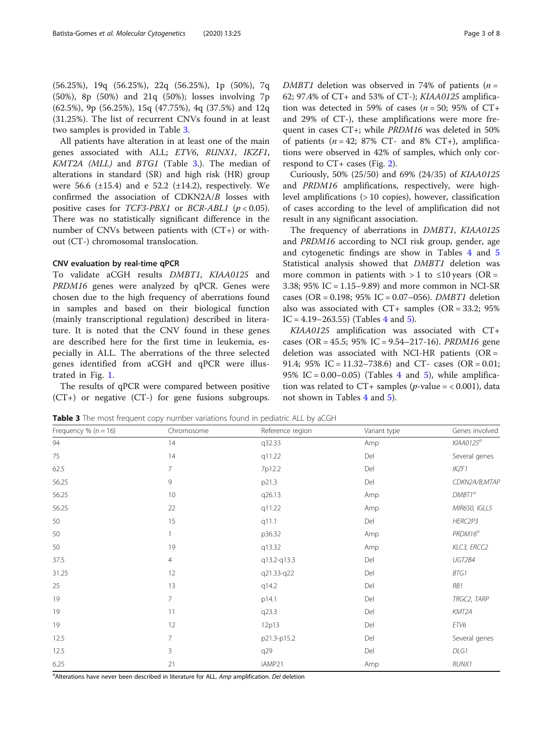(56.25%), 19q (56.25%), 22q (56.25%), 1p (50%), 7q (50%), 8p (50%) and 21q (50%); losses involving 7p (62.5%), 9p (56.25%), 15q (47.75%), 4q (37.5%) and 12q (31.25%). The list of recurrent CNVs found in at least two samples is provided in Table 3.

All patients have alteration in at least one of the main genes associated with ALL; *ETV6*, *RUNX1*, *IKZF1*, *KMT2A (MLL)* and *BTG1* (Table 3.). The median of alterations in standard (SR) and high risk (HR) group were 56.6 (±15.4) and e 52.2 (±14.2), respectively. We confirmed the association of CDKN2A/*B* losses with positive cases for *TCF3-PBX1* or *BCR-ABL1* ($p < 0.05$). There was no statistically significant difference in the number of CNVs between patients with (CT+) or without (CT-) chromosomal translocation.

### CNV evaluation by real-time qPCR

To validate aCGH results *DMBT1*, *KIAA0125* and *PRDM16* genes were analyzed by qPCR. Genes were chosen due to the high frequency of aberrations found in samples and based on their biological function (mainly transcriptional regulation) described in literature. It is noted that the CNV found in these genes are described here for the first time in leukemia, especially in ALL. The aberrations of the three selected genes identified from aCGH and qPCR were illustrated in Fig. 1.

The results of qPCR were compared between positive (CT+) or negative (CT-) for gene fusions subgroups. *DMBT1* deletion was observed in 74% of patients ($n$ = 62; 97.4% of CT+ and 53% of CT-); *KIAA0125* amplification was detected in 59% of cases ($n$ = 50; 95% of CT+ and 29% of CT-), these amplifications were more frequent in cases CT+; while *PRDM16* was deleted in 50% of patients ($n$ = 42; 87% CT- and 8% CT+), amplifications were observed in 42% of samples, which only correspond to CT+ cases (Fig. 2).

Curiously, 50% (25/50) and 69% (24/35) of *KIAA0125* and *PRDM16* amplifications, respectively, were high-level amplifications (> 10 copies), however, classification of cases according to the level of amplification did not result in any significant association.

The frequency of aberrations in *DMBT1*, *KIAA0125* and *PRDM16* according to NCI risk group, gender, age and cytogenetic findings are show in Tables 4 and 5 Statistical analysis showed that *DMBT1* deletion was more common in patients with > 1 to ≤10 years (OR = 3.38; 95% IC = 1.15–9.89) and more common in NCI-SR cases (OR = 0.198; 95% IC = 0.07–056). *DMBT1* deletion also was associated with CT+ samples (OR = 33.2; 95% IC = 4.19–263.55) (Tables 4 and 5).

*KIAA0125* amplification was associated with CT+ cases (OR = 45.5; 95% IC = 9.54–217-16). *PRDM16* gene deletion was associated with NCI-HR patients (OR = 91.4; 95% IC = 11.32–738.6) and CT- cases (OR = 0.01; 95% IC = 0.00–0.05) (Tables 4 and 5), while amplification was related to CT+ samples ($p$-value = < 0.001), data not shown in Tables 4 and 5).

**Table 3** The most frequent copy number variations found in pediatric ALL by aCGH

| Frequency % (n = 16) | Chromosome | Reference region | Variant type | Genes involved |
|---|---|---|---|---|
| 94 | 14 | q32.33 | Amp | *KIAA0125*[a] |
| 75 | 14 | q11.22 | Del | Several genes |
| 62.5 | 7 | 7p12.2 | Del | *IKZF1* |
| 56.25 | 9 | p21.3 | Del | CDKN2A/B,MTAP |
| 56.25 | 10 | q26.13 | Amp | *DMBT1*[a] |
| 56.25 | 22 | q11.22 | Amp | *MIR650, IGLL5* |
| 50 | 15 | q11.1 | Del | *HERC2P3* |
| 50 | 1 | p36.32 | Amp | *PRDM16*[a] |
| 50 | 19 | q13.32 | Amp | *KLC3, ERCC2* |
| 37.5 | 4 | q13.2-q13.3 | Del | *UGT2B4* |
| 31.25 | 12 | q21.33-q22 | Del | *BTG1* |
| 25 | 13 | q14.2 | Del | *RB1* |
| 19 | 7 | p14.1 | Del | *TRGC2, TARP* |
| 19 | 11 | q23.3 | Del | *KMT2A* |
| 19 | 12 | 12p13 | Del | *ETV6* |
| 12.5 | 7 | p21.3-p15.2 | Del | Several genes |
| 12.5 | 3 | q29 | Del | *DLG1* |
| 6.25 | 21 | iAMP21 | Amp | *RUNX1* |

[a]Alterations have never been described in literature for ALL. *Amp* amplification. *Del* deletion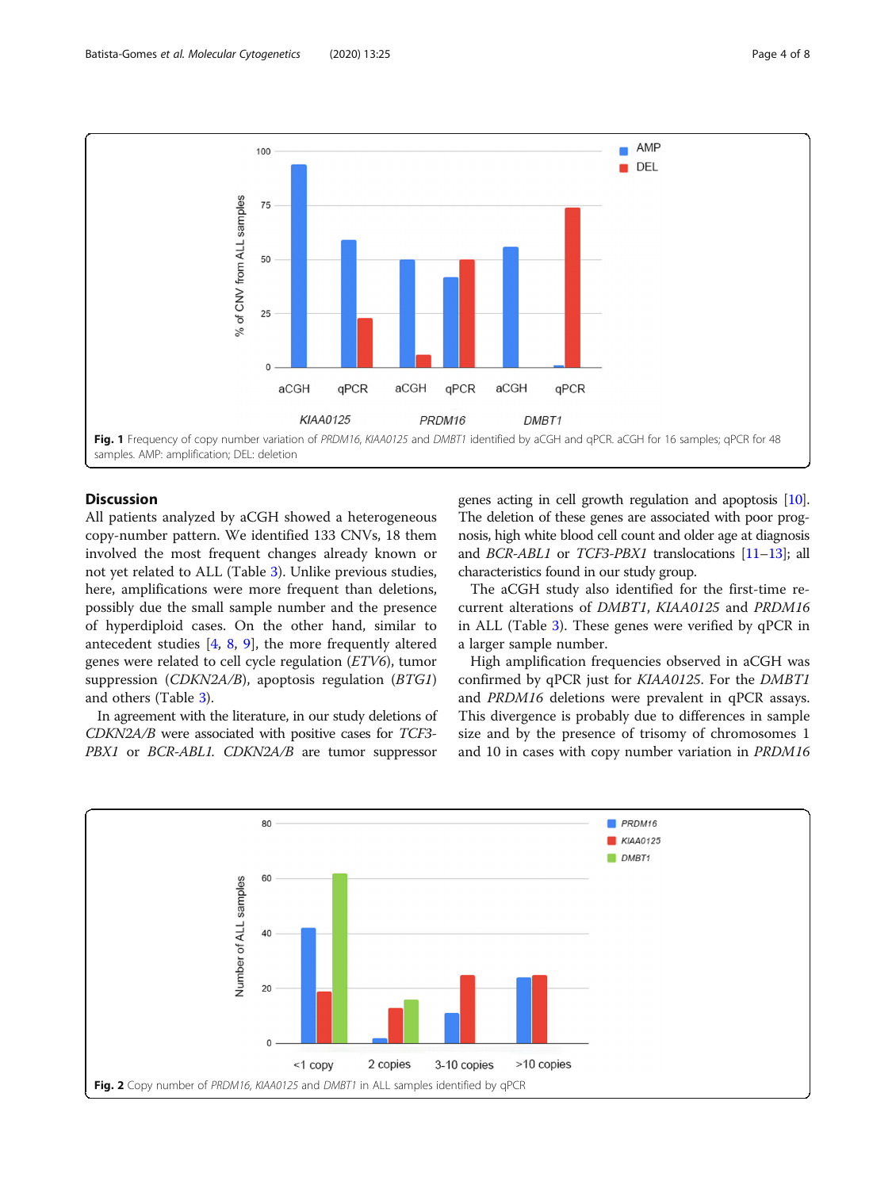Fig. 1 Frequency of copy number variation of *PRDM16*, *KIAA0125* and *DMBT1* identified by aCGH and qPCR. aCGH for 16 samples; qPCR for 48 samples. AMP: amplification; DEL: deletion

## Discussion

All patients analyzed by aCGH showed a heterogeneous copy-number pattern. We identified 133 CNVs, 18 them involved the most frequent changes already known or not yet related to ALL (Table 3). Unlike previous studies, here, amplifications were more frequent than deletions, possibly due the small sample number and the presence of hyperdiploid cases. On the other hand, similar to antecedent studies [4, 8, 9], the more frequently altered genes were related to cell cycle regulation (*ETV6*), tumor suppression (*CDKN2A/B*), apoptosis regulation (*BTG1*) and others (Table 3).

In agreement with the literature, in our study deletions of *CDKN2A/B* were associated with positive cases for *TCF3-PBX1* or *BCR-ABL1*. *CDKN2A/B* are tumor suppressor genes acting in cell growth regulation and apoptosis [10]. The deletion of these genes are associated with poor prognosis, high white blood cell count and older age at diagnosis and *BCR-ABL1* or *TCF3-PBX1* translocations [11–13]; all characteristics found in our study group.

The aCGH study also identified for the first-time recurrent alterations of *DMBT1*, *KIAA0125* and *PRDM16* in ALL (Table 3). These genes were verified by qPCR in a larger sample number.

High amplification frequencies observed in aCGH was confirmed by qPCR just for *KIAA0125*. For the *DMBT1* and *PRDM16* deletions were prevalent in qPCR assays. This divergence is probably due to differences in sample size and by the presence of trisomy of chromosomes 1 and 10 in cases with copy number variation in *PRDM16*

Fig. 2 Copy number of *PRDM16*, *KIAA0125* and *DMBT1* in ALL samples identified by qPCR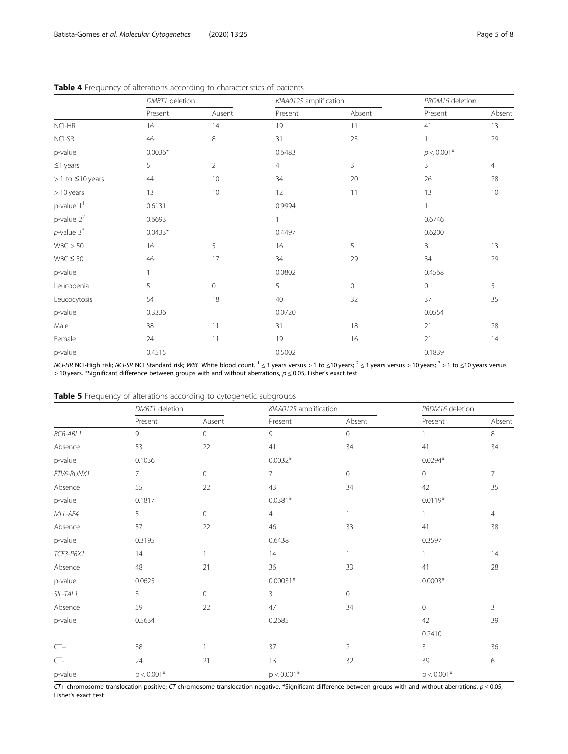**Table 4** Frequency of alterations according to characteristics of patients

| | *DMBT1* deletion | | *KIAA0125* amplification | | *PRDM16* deletion | |
|---|---|---|---|---|---|---|
| | Present | Ausent | Present | Absent | Present | Absent |
| NCI-HR | 16 | 14 | 19 | 11 | 41 | 13 |
| NCI-SR | 46 | 8 | 31 | 23 | 1 | 29 |
| p-value | 0.0036* | | 0.6483 | | $p < 0.001$* | |
| ≤1 years | 5 | 2 | 4 | 3 | 3 | 4 |
| > 1 to ≤10 years | 44 | 10 | 34 | 20 | 26 | 28 |
| > 10 years | 13 | 10 | 12 | 11 | 13 | 10 |
| p-value 1[1] | 0.6131 | | 0.9994 | | 1 | |
| p-value 2[2] | 0.6693 | | 1 | | 0.6746 | |
| *p*-value 3[3] | 0.0433* | | 0.4497 | | 0.6200 | |
| WBC > 50 | 16 | 5 | 16 | 5 | 8 | 13 |
| WBC ≤ 50 | 46 | 17 | 34 | 29 | 34 | 29 |
| p-value | 1 | | 0.0802 | | 0.4568 | |
| Leucopenia | 5 | 0 | 5 | 0 | 0 | 5 |
| Leucocytosis | 54 | 18 | 40 | 32 | 37 | 35 |
| p-value | 0.3336 | | 0.0720 | | 0.0554 | |
| Male | 38 | 11 | 31 | 18 | 21 | 28 |
| Female | 24 | 11 | 19 | 16 | 21 | 14 |
| p-value | 0.4515 | | 0.5002 | | 0.1839 | |

*NCI-HR* NCI-High risk; *NCI-SR* NCI Standard risk; *WBC* White blood count. [1] ≤ 1 years versus > 1 to ≤10 years; [2] ≤ 1 years versus > 10 years; [3] > 1 to ≤10 years versus > 10 years. *Significant difference between groups with and without aberrations, $p \leq 0.05$, Fisher's exact test

**Table 5** Frequency of alterations according to cytogenetic subgroups

| | *DMBT1* deletion | | *KIAA0125* amplification | | *PRDM16* deletion | |
|---|---|---|---|---|---|---|
| | Present | Ausent | Present | Absent | Present | Absent |
| *BCR-ABL1* | 9 | 0 | 9 | 0 | 1 | 8 |
| Absence | 53 | 22 | 41 | 34 | 41 | 34 |
| p-value | 0.1036 | | 0.0032* | | 0.0294* | |
| *ETV6-RUNX1* | 7 | 0 | 7 | 0 | 0 | 7 |
| Absence | 55 | 22 | 43 | 34 | 42 | 35 |
| p-value | 0.1817 | | 0.0381* | | 0.0119* | |
| *MLL-AF4* | 5 | 0 | 4 | 1 | 1 | 4 |
| Absence | 57 | 22 | 46 | 33 | 41 | 38 |
| p-value | 0.3195 | | 0.6438 | | 0.3597 | |
| *TCF3-PBX1* | 14 | 1 | 14 | 1 | 1 | 14 |
| Absence | 48 | 21 | 36 | 33 | 41 | 28 |
| p-value | 0.0625 | | 0.00031* | | 0.0003* | |
| *SIL-TAL1* | 3 | 0 | 3 | 0 | | |
| Absence | 59 | 22 | 47 | 34 | 0 | 3 |
| p-value | 0.5634 | | 0.2685 | | 42 | 39 |
| | | | | | 0.2410 | |
| CT+ | 38 | 1 | 37 | 2 | 3 | 36 |
| CT- | 24 | 21 | 13 | 32 | 39 | 6 |
| p-value | $p < 0.001$* | | $p < 0.001$* | | $p < 0.001$* | |

*CT+* chromosome translocation positive; *CT* chromosome translocation negative. *Significant difference between groups with and without aberrations, $p \leq 0.05$, Fisher's exact test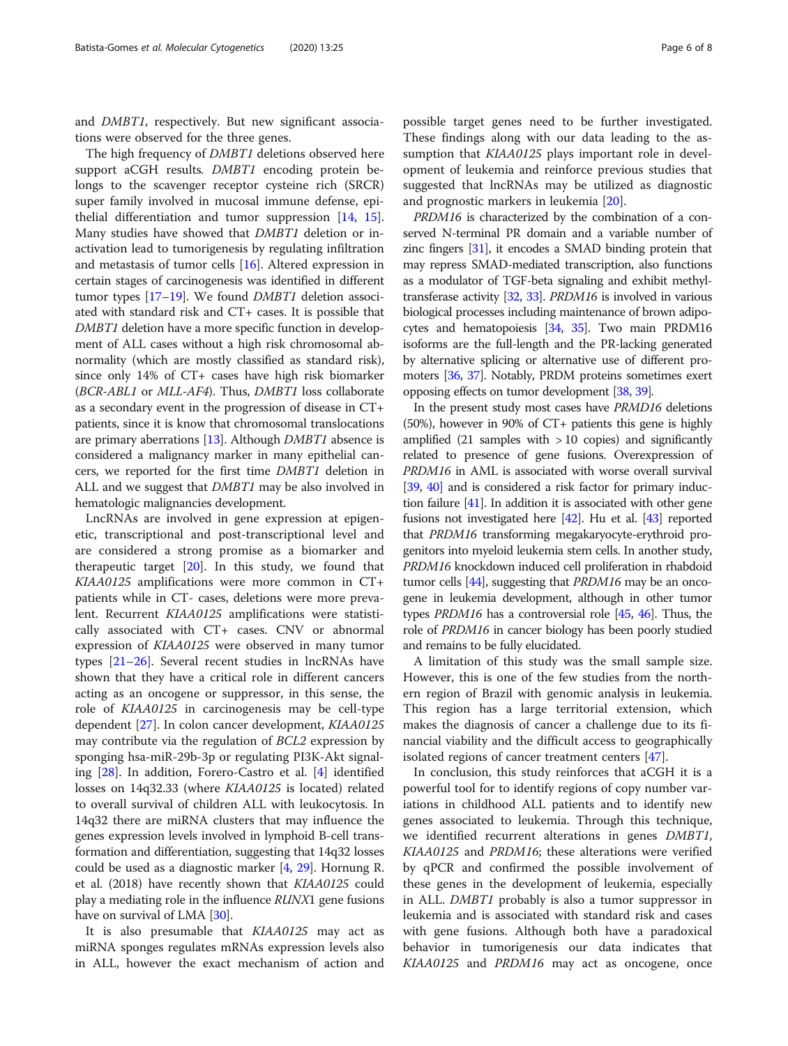and *DMBT1*, respectively. But new significant associations were observed for the three genes.

The high frequency of *DMBT1* deletions observed here support aCGH results. *DMBT1* encoding protein belongs to the scavenger receptor cysteine rich (SRCR) super family involved in mucosal immune defense, epithelial differentiation and tumor suppression [14, 15]. Many studies have showed that *DMBT1* deletion or inactivation lead to tumorigenesis by regulating infiltration and metastasis of tumor cells [16]. Altered expression in certain stages of carcinogenesis was identified in different tumor types [17–19]. We found *DMBT1* deletion associated with standard risk and CT+ cases. It is possible that *DMBT1* deletion have a more specific function in development of ALL cases without a high risk chromosomal abnormality (which are mostly classified as standard risk), since only 14% of CT+ cases have high risk biomarker (*BCR-ABL1* or *MLL-AF4*). Thus, *DMBT1* loss collaborate as a secondary event in the progression of disease in CT+ patients, since it is know that chromosomal translocations are primary aberrations [13]. Although *DMBT1* absence is considered a malignancy marker in many epithelial cancers, we reported for the first time *DMBT1* deletion in ALL and we suggest that *DMBT1* may be also involved in hematologic malignancies development.

LncRNAs are involved in gene expression at epigenetic, transcriptional and post-transcriptional level and are considered a strong promise as a biomarker and therapeutic target [20]. In this study, we found that *KIAA0125* amplifications were more common in CT+ patients while in CT- cases, deletions were more prevalent. Recurrent *KIAA0125* amplifications were statistically associated with CT+ cases. CNV or abnormal expression of *KIAA0125* were observed in many tumor types [21–26]. Several recent studies in lncRNAs have shown that they have a critical role in different cancers acting as an oncogene or suppressor, in this sense, the role of *KIAA0125* in carcinogenesis may be cell-type dependent [27]. In colon cancer development, *KIAA0125* may contribute via the regulation of *BCL2* expression by sponging hsa-miR-29b-3p or regulating PI3K-Akt signaling [28]. In addition, Forero-Castro et al. [4] identified losses on 14q32.33 (where *KIAA0125* is located) related to overall survival of children ALL with leukocytosis. In 14q32 there are miRNA clusters that may influence the genes expression levels involved in lymphoid B-cell transformation and differentiation, suggesting that 14q32 losses could be used as a diagnostic marker [4, 29]. Hornung R. et al. (2018) have recently shown that *KIAA0125* could play a mediating role in the influence *RUNX*1 gene fusions have on survival of LMA [30].

It is also presumable that *KIAA0125* may act as miRNA sponges regulates mRNAs expression levels also in ALL, however the exact mechanism of action and possible target genes need to be further investigated. These findings along with our data leading to the assumption that *KIAA0125* plays important role in development of leukemia and reinforce previous studies that suggested that lncRNAs may be utilized as diagnostic and prognostic markers in leukemia [20].

*PRDM16* is characterized by the combination of a conserved N-terminal PR domain and a variable number of zinc fingers [31], it encodes a SMAD binding protein that may repress SMAD-mediated transcription, also functions as a modulator of TGF-beta signaling and exhibit methyltransferase activity [32, 33]. *PRDM16* is involved in various biological processes including maintenance of brown adipocytes and hematopoiesis [34, 35]. Two main PRDM16 isoforms are the full-length and the PR-lacking generated by alternative splicing or alternative use of different promoters [36, 37]. Notably, PRDM proteins sometimes exert opposing effects on tumor development [38, 39].

In the present study most cases have *PRMD16* deletions (50%), however in 90% of CT+ patients this gene is highly amplified (21 samples with > 10 copies) and significantly related to presence of gene fusions. Overexpression of *PRDM16* in AML is associated with worse overall survival [39, 40] and is considered a risk factor for primary induction failure [41]. In addition it is associated with other gene fusions not investigated here [42]. Hu et al. [43] reported that *PRDM16* transforming megakaryocyte-erythroid progenitors into myeloid leukemia stem cells. In another study, *PRDM16* knockdown induced cell proliferation in rhabdoid tumor cells [44], suggesting that *PRDM16* may be an oncogene in leukemia development, although in other tumor types *PRDM16* has a controversial role [45, 46]. Thus, the role of *PRDM16* in cancer biology has been poorly studied and remains to be fully elucidated.

A limitation of this study was the small sample size. However, this is one of the few studies from the northern region of Brazil with genomic analysis in leukemia. This region has a large territorial extension, which makes the diagnosis of cancer a challenge due to its financial viability and the difficult access to geographically isolated regions of cancer treatment centers [47].

In conclusion, this study reinforces that aCGH it is a powerful tool for to identify regions of copy number variations in childhood ALL patients and to identify new genes associated to leukemia. Through this technique, we identified recurrent alterations in genes *DMBT1*, *KIAA0125* and *PRDM16*; these alterations were verified by qPCR and confirmed the possible involvement of these genes in the development of leukemia, especially in ALL. *DMBT1* probably is also a tumor suppressor in leukemia and is associated with standard risk and cases with gene fusions. Although both have a paradoxical behavior in tumorigenesis our data indicates that *KIAA0125* and *PRDM16* may act as oncogene, once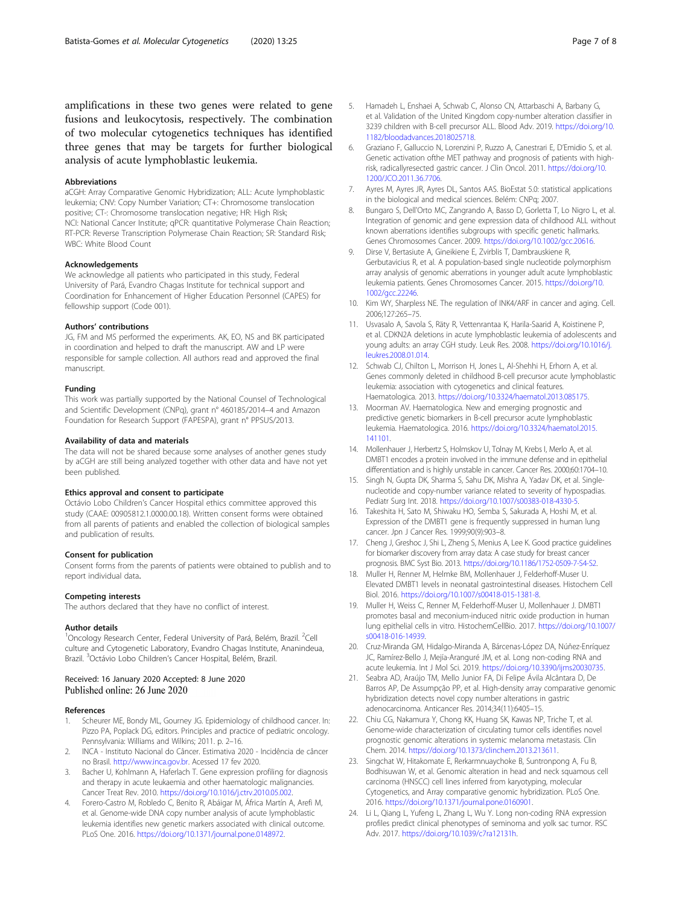amplifications in these two genes were related to gene fusions and leukocytosis, respectively. The combination of two molecular cytogenetics techniques has identified three genes that may be targets for further biological analysis of acute lymphoblastic leukemia.

### Abbreviations

aCGH: Array Comparative Genomic Hybridization; ALL: Acute lymphoblastic leukemia; CNV: Copy Number Variation; CT+: Chromosome translocation positive; CT-: Chromosome translocation negative; HR: High Risk; NCI: National Cancer Institute; qPCR: quantitative Polymerase Chain Reaction; RT-PCR: Reverse Transcription Polymerase Chain Reaction; SR: Standard Risk; WBC: White Blood Count

### Acknowledgements

We acknowledge all patients who participated in this study, Federal University of Pará, Evandro Chagas Institute for technical support and Coordination for Enhancement of Higher Education Personnel (CAPES) for fellowship support (Code 001).

### Authors' contributions

JG, FM and MS performed the experiments. AK, EO, NS and BK participated in coordination and helped to draft the manuscript. AW and LP were responsible for sample collection. All authors read and approved the final manuscript.

### Funding

This work was partially supported by the National Counsel of Technological and Scientific Development (CNPq), grant n° 460185/2014–4 and Amazon Foundation for Research Support (FAPESPA), grant n° PPSUS/2013.

### Availability of data and materials

The data will not be shared because some analyses of another genes study by aCGH are still being analyzed together with other data and have not yet been published.

### Ethics approval and consent to participate

Octávio Lobo Children's Cancer Hospital ethics committee approved this study (CAAE: 00905812.1.0000.00.18). Written consent forms were obtained from all parents of patients and enabled the collection of biological samples and publication of results.

### Consent for publication

Consent forms from the parents of patients were obtained to publish and to report individual data.

### Competing interests

The authors declared that they have no conflict of interest.

### Author details

[1]Oncology Research Center, Federal University of Pará, Belém, Brazil. [2]Cell culture and Cytogenetic Laboratory, Evandro Chagas Institute, Ananindeua, Brazil. [3]Octávio Lobo Children's Cancer Hospital, Belém, Brazil.

Received: 16 January 2020 Accepted: 8 June 2020
Published online: 26 June 2020

### References

1. Scheurer ME, Bondy ML, Gourney JG. Epidemiology of childhood cancer. In: Pizzo PA, Poplack DG, editors. Principles and practice of pediatric oncology. Pennsylvania: Williams and Wilkins; 2011. p. 2–16.
2. INCA - Instituto Nacional do Câncer. Estimativa 2020 - Incidência de câncer no Brasil. http://www.inca.gov.br. Acessed 17 fev 2020.
3. Bacher U, Kohlmann A, Haferlach T. Gene expression profiling for diagnosis and therapy in acute leukaemia and other haematologic malignancies. Cancer Treat Rev. 2010. https://doi.org/10.1016/j.ctrv.2010.05.002.
4. Forero-Castro M, Robledo C, Benito R, Abáigar M, África Martín A, Arefi M, et al. Genome-wide DNA copy number analysis of acute lymphoblastic leukemia identifies new genetic markers associated with clinical outcome. PLoS One. 2016. https://doi.org/10.1371/journal.pone.0148972.
5. Hamadeh L, Enshaei A, Schwab C, Alonso CN, Attarbaschi A, Barbany G, et al. Validation of the United Kingdom copy-number alteration classifier in 3239 children with B-cell precursor ALL. Blood Adv. 2019. https://doi.org/10.1182/bloodadvances.2018025718.
6. Graziano F, Galluccio N, Lorenzini P, Ruzzo A, Canestrari E, D'Emidio S, et al. Genetic activation ofthe MET pathway and prognosis of patients with high-risk, radicallyresected gastric cancer. J Clin Oncol. 2011. https://doi.org/10.1200/JCO.2011.36.7706.
7. Ayres M, Ayres JR, Ayres DL, Santos AAS. BioEstat 5.0: statistical applications in the biological and medical sciences. Belém: CNPq; 2007.
8. Bungaro S, Dell'Orto MC, Zangrando A, Basso D, Gorletta T, Lo Nigro L, et al. Integration of genomic and gene expression data of childhood ALL without known aberrations identifies subgroups with specific genetic hallmarks. Genes Chromosomes Cancer. 2009. https://doi.org/10.1002/gcc.20616.
9. Dirse V, Bertasiute A, Gineikiene E, Zvirblis T, Dambrauskiene R, Gerbutavicius R, et al. A population-based single nucleotide polymorphism array analysis of genomic aberrations in younger adult acute lymphoblastic leukemia patients. Genes Chromosomes Cancer. 2015. https://doi.org/10.1002/gcc.22246.
10. Kim WY, Sharpless NE. The regulation of INK4/ARF in cancer and aging. Cell. 2006;127:265–75.
11. Usvasalo A, Savola S, Räty R, Vettenrantaa K, Harila-Saarid A, Koistinene P, et al. CDKN2A deletions in acute lymphoblastic leukemia of adolescents and young adults: an array CGH study. Leuk Res. 2008. https://doi.org/10.1016/j.leukres.2008.01.014.
12. Schwab CJ, Chilton L, Morrison H, Jones L, Al-Shehhi H, Erhorn A, et al. Genes commonly deleted in childhood B-cell precursor acute lymphoblastic leukemia: association with cytogenetics and clinical features. Haematologica. 2013. https://doi.org/10.3324/haematol.2013.085175.
13. Moorman AV. Haematologica. New and emerging prognostic and predictive genetic biomarkers in B-cell precursor acute lymphoblastic leukemia. Haematologica. 2016. https://doi.org/10.3324/haematol.2015.141101.
14. Mollenhauer J, Herbertz S, Holmskov U, Tolnay M, Krebs I, Merlo A, et al. DMBT1 encodes a protein involved in the immune defense and in epithelial differentiation and is highly unstable in cancer. Cancer Res. 2000;60:1704–10.
15. Singh N, Gupta DK, Sharma S, Sahu DK, Mishra A, Yadav DK, et al. Single-nucleotide and copy-number variance related to severity of hypospadias. Pediatr Surg Int. 2018. https://doi.org/10.1007/s00383-018-4330-5.
16. Takeshita H, Sato M, Shiwaku HO, Semba S, Sakurada A, Hoshi M, et al. Expression of the DMBT1 gene is frequently suppressed in human lung cancer. Jpn J Cancer Res. 1999;90(9):903–8.
17. Cheng J, Greshoc J, Shi L, Zheng S, Menius A, Lee K. Good practice guidelines for biomarker discovery from array data: A case study for breast cancer prognosis. BMC Syst Bio. 2013. https://doi.org/10.1186/1752-0509-7-S4-S2.
18. Muller H, Renner M, Helmke BM, Mollenhauer J, Felderhoff-Muser U. Elevated DMBT1 levels in neonatal gastrointestinal diseases. Histochem Cell Biol. 2016. https://doi.org/10.1007/s00418-015-1381-8.
19. Muller H, Weiss C, Renner M, Felderhoff-Muser U, Mollenhauer J. DMBT1 promotes basal and meconium-induced nitric oxide production in human lung epithelial cells in vitro. HistochemCellBio. 2017. https://doi.org/10.1007/s00418-016-14939.
20. Cruz-Miranda GM, Hidalgo-Miranda A, Bárcenas-López DA, Núñez-Enríquez JC, Ramírez-Bello J, Mejía-Aranguré JM, et al. Long non-coding RNA and acute leukemia. Int J Mol Sci. 2019. https://doi.org/10.3390/ijms20030735.
21. Seabra AD, Araújo TM, Mello Junior FA, Di Felipe Ávila Alcântara D, De Barros AP, De Assumpção PP, et al. High-density array comparative genomic hybridization detects novel copy number alterations in gastric adenocarcinoma. Anticancer Res. 2014;34(11):6405–15.
22. Chiu CG, Nakamura Y, Chong KK, Huang SK, Kawas NP, Triche T, et al. Genome-wide characterization of circulating tumor cells identifies novel prognostic genomic alterations in systemic melanoma metastasis. Clin Chem. 2014. https://doi.org/10.1373/clinchem.2013.213611.
23. Singchat W, Hitakomate E, Rerkarmnuaychoke B, Suntronpong A, Fu B, Bodhisuwan W, et al. Genomic alteration in head and neck squamous cell carcinoma (HNSCC) cell lines inferred from karyotyping, molecular Cytogenetics, and Array comparative genomic hybridization. PLoS One. 2016. https://doi.org/10.1371/journal.pone.0160901.
24. Li L, Qiang L, Yufeng L, Zhang L, Wu Y. Long non-coding RNA expression profiles predict clinical phenotypes of seminoma and yolk sac tumor. RSC Adv. 2017. https://doi.org/10.1039/c7ra12131h.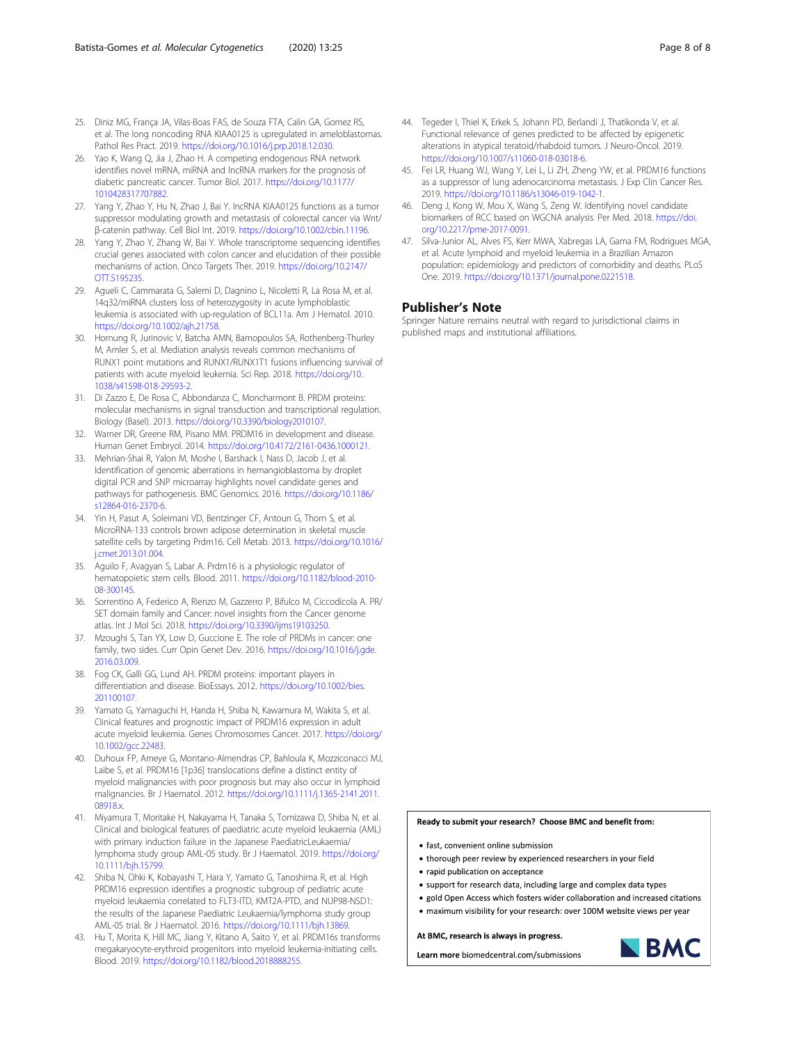25. Diniz MG, França JA, Vilas-Boas FAS, de Souza FTA, Calin GA, Gomez RS, et al. The long noncoding RNA KIAA0125 is upregulated in ameloblastomas. Pathol Res Pract. 2019. https://doi.org/10.1016/j.prp.2018.12.030.
26. Yao K, Wang Q, Jia J, Zhao H. A competing endogenous RNA network identifies novel mRNA, miRNA and lncRNA markers for the prognosis of diabetic pancreatic cancer. Tumor Biol. 2017. https://doi.org/10.1177/1010428317707882.
27. Yang Y, Zhao Y, Hu N, Zhao J, Bai Y. lncRNA KIAA0125 functions as a tumor suppressor modulating growth and metastasis of colorectal cancer via Wnt/β-catenin pathway. Cell Biol Int. 2019. https://doi.org/10.1002/cbin.11196.
28. Yang Y, Zhao Y, Zhang W, Bai Y. Whole transcriptome sequencing identifies crucial genes associated with colon cancer and elucidation of their possible mechanisms of action. Onco Targets Ther. 2019. https://doi.org/10.2147/OTT.S195235.
29. Agueli C, Cammarata G, Salemi D, Dagnino L, Nicoletti R, La Rosa M, et al. 14q32/miRNA clusters loss of heterozygosity in acute lymphoblastic leukemia is associated with up-regulation of BCL11a. Am J Hematol. 2010. https://doi.org/10.1002/ajh.21758.
30. Hornung R, Jurinovic V, Batcha AMN, Bamopoulos SA, Rothenberg-Thurley M, Amler S, et al. Mediation analysis reveals common mechanisms of RUNX1 point mutations and RUNX1/RUNX1T1 fusions influencing survival of patients with acute myeloid leukemia. Sci Rep. 2018. https://doi.org/10.1038/s41598-018-29593-2.
31. Di Zazzo E, De Rosa C, Abbondanza C, Moncharmont B. PRDM proteins: molecular mechanisms in signal transduction and transcriptional regulation. Biology (Basel). 2013. https://doi.org/10.3390/biology2010107.
32. Warner DR, Greene RM, Pisano MM. PRDM16 in development and disease. Human Genet Embryol. 2014. https://doi.org/10.4172/2161-0436.1000121.
33. Mehrian-Shai R, Yalon M, Moshe I, Barshack I, Nass D, Jacob J, et al. Identification of genomic aberrations in hemangioblastoma by droplet digital PCR and SNP microarray highlights novel candidate genes and pathways for pathogenesis. BMC Genomics. 2016. https://doi.org/10.1186/s12864-016-2370-6.
34. Yin H, Pasut A, Soleimani VD, Bentzinger CF, Antoun G, Thorn S, et al. MicroRNA-133 controls brown adipose determination in skeletal muscle satellite cells by targeting Prdm16. Cell Metab. 2013. https://doi.org/10.1016/j.cmet.2013.01.004.
35. Aguilo F, Avagyan S, Labar A. Prdm16 is a physiologic regulator of hematopoietic stem cells. Blood. 2011. https://doi.org/10.1182/blood-2010-08-300145.
36. Sorrentino A, Federico A, Rienzo M, Gazzerro P, Bifulco M, Ciccodicola A. PR/SET domain family and Cancer: novel insights from the Cancer genome atlas. Int J Mol Sci. 2018. https://doi.org/10.3390/ijms19103250.
37. Mzoughi S, Tan YX, Low D, Guccione E. The role of PRDMs in cancer: one family, two sides. Curr Opin Genet Dev. 2016. https://doi.org/10.1016/j.gde.2016.03.009.
38. Fog CK, Galli GG, Lund AH. PRDM proteins: important players in differentiation and disease. BioEssays. 2012. https://doi.org/10.1002/bies.201100107.
39. Yamato G, Yamaguchi H, Handa H, Shiba N, Kawamura M, Wakita S, et al. Clinical features and prognostic impact of PRDM16 expression in adult acute myeloid leukemia. Genes Chromosomes Cancer. 2017. https://doi.org/10.1002/gcc.22483.
40. Duhoux FP, Ameye G, Montano-Almendras CP, Bahloula K, Mozziconacci MJ, Laibe S, et al. PRDM16 [1p36] translocations define a distinct entity of myeloid malignancies with poor prognosis but may also occur in lymphoid malignancies. Br J Haematol. 2012. https://doi.org/10.1111/j.1365-2141.2011.08918.x.
41. Miyamura T, Moritake H, Nakayama H, Tanaka S, Tomizawa D, Shiba N, et al. Clinical and biological features of paediatric acute myeloid leukaemia (AML) with primary induction failure in the Japanese PaediatricLeukaemia/lymphoma study group AML-05 study. Br J Haematol. 2019. https://doi.org/10.1111/bjh.15799.
42. Shiba N, Ohki K, Kobayashi T, Hara Y, Yamato G, Tanoshima R, et al. High PRDM16 expression identifies a prognostic subgroup of pediatric acute myeloid leukaemia correlated to FLT3-ITD, KMT2A-PTD, and NUP98-NSD1: the results of the Japanese Paediatric Leukaemia/lymphoma study group AML-05 trial. Br J Haematol. 2016. https://doi.org/10.1111/bjh.13869.
43. Hu T, Morita K, Hill MC, Jiang Y, Kitano A, Saito Y, et al. PRDM16s transforms megakaryocyte-erythroid progenitors into myeloid leukemia-initiating cells. Blood. 2019. https://doi.org/10.1182/blood.2018888255.
44. Tegeder I, Thiel K, Erkek S, Johann PD, Berlandi J, Thatikonda V, et al. Functional relevance of genes predicted to be affected by epigenetic alterations in atypical teratoid/rhabdoid tumors. J Neuro-Oncol. 2019. https://doi.org/10.1007/s11060-018-03018-6.
45. Fei LR, Huang WJ, Wang Y, Lei L, Li ZH, Zheng YW, et al. PRDM16 functions as a suppressor of lung adenocarcinoma metastasis. J Exp Clin Cancer Res. 2019. https://doi.org/10.1186/s13046-019-1042-1.
46. Deng J, Kong W, Mou X, Wang S, Zeng W. Identifying novel candidate biomarkers of RCC based on WGCNA analysis. Per Med. 2018. https://doi.org/10.2217/pme-2017-0091.
47. Silva-Junior AL, Alves FS, Kerr MWA, Xabregas LA, Gama FM, Rodrigues MGA, et al. Acute lymphoid and myeloid leukemia in a Brazilian Amazon population: epidemiology and predictors of comorbidity and deaths. PLoS One. 2019. https://doi.org/10.1371/journal.pone.0221518.

## Publisher's Note

Springer Nature remains neutral with regard to jurisdictional claims in published maps and institutional affiliations.

**Ready to submit your research? Choose BMC and benefit from:**

- fast, convenient online submission
- thorough peer review by experienced researchers in your field
- rapid publication on acceptance
- support for research data, including large and complex data types
- gold Open Access which fosters wider collaboration and increased citations
- maximum visibility for your research: over 100M website views per year

**At BMC, research is always in progress.**

**Learn more** biomedcentral.com/submissions

BMC